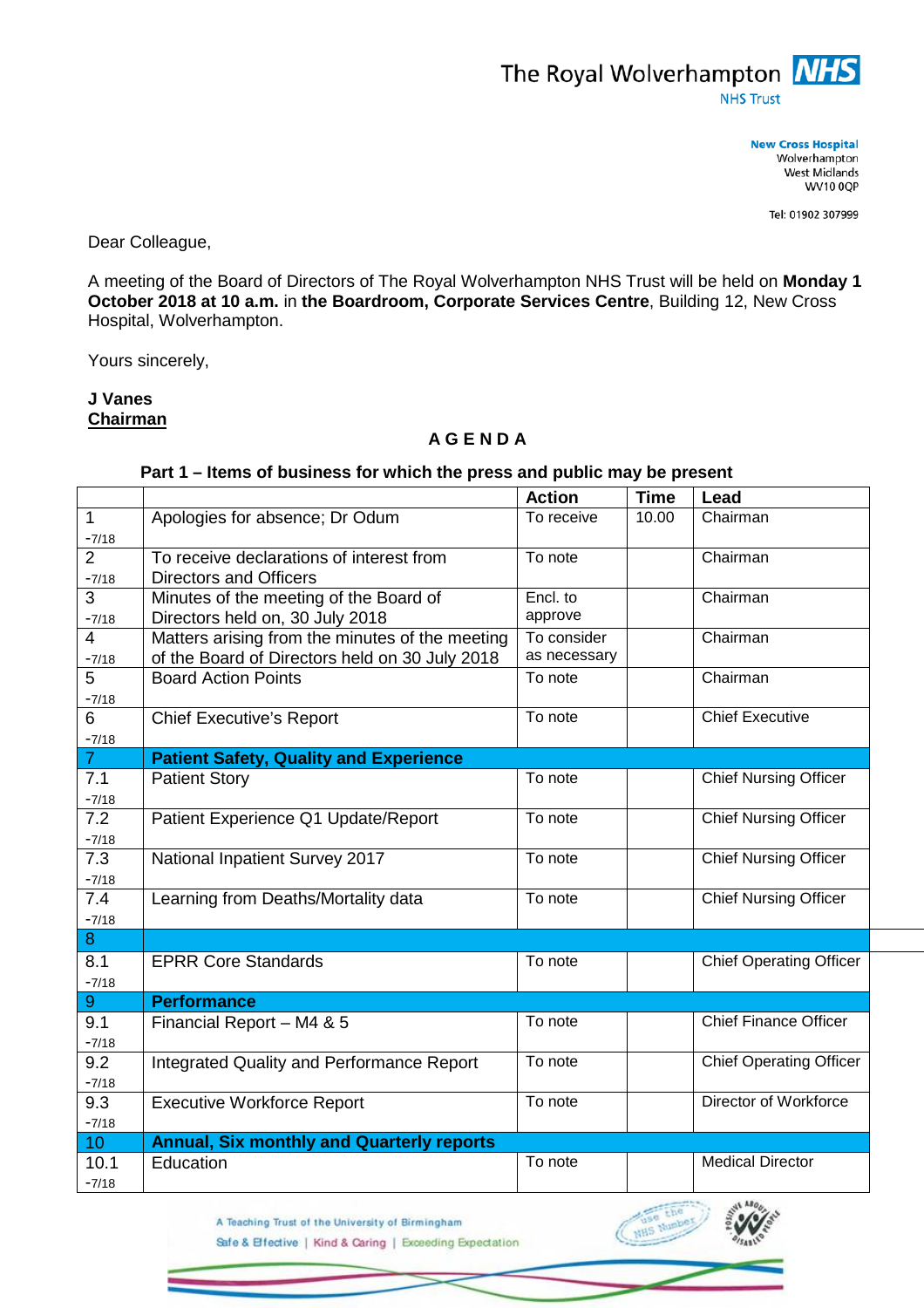The Royal Wolverhampton **NHS**
NHS Trust

**New Cross Hospital**
Wolverhampton
West Midlands
WV10 0QP

Tel: 01902 307999

Dear Colleague,

A meeting of the Board of Directors of The Royal Wolverhampton NHS Trust will be held on **Monday 1 October 2018 at 10 a.m.** in **the Boardroom, Corporate Services Centre**, Building 12, New Cross Hospital, Wolverhampton.

Yours sincerely,

**J Vanes**
**Chairman**

## A G E N D A

### Part 1 – Items of business for which the press and public may be present

| | | Action | Time | Lead |
|---|---|---|---|---|
| 1 -7/18 | Apologies for absence; Dr Odum | To receive | 10.00 | Chairman |
| 2 -7/18 | To receive declarations of interest from Directors and Officers | To note | | Chairman |
| 3 -7/18 | Minutes of the meeting of the Board of Directors held on, 30 July 2018 | Encl. to approve | | Chairman |
| 4 -7/18 | Matters arising from the minutes of the meeting of the Board of Directors held on 30 July 2018 | To consider as necessary | | Chairman |
| 5 -7/18 | Board Action Points | To note | | Chairman |
| 6 -7/18 | Chief Executive's Report | To note | | Chief Executive |
| 7 | **Patient Safety, Quality and Experience** | | | |
| 7.1 -7/18 | Patient Story | To note | | Chief Nursing Officer |
| 7.2 -7/18 | Patient Experience Q1 Update/Report | To note | | Chief Nursing Officer |
| 7.3 -7/18 | National Inpatient Survey 2017 | To note | | Chief Nursing Officer |
| 7.4 -7/18 | Learning from Deaths/Mortality data | To note | | Chief Nursing Officer |
| 8 | | | | |
| 8.1 -7/18 | EPRR Core Standards | To note | | Chief Operating Officer |
| 9 | **Performance** | | | |
| 9.1 -7/18 | Financial Report – M4 & 5 | To note | | Chief Finance Officer |
| 9.2 -7/18 | Integrated Quality and Performance Report | To note | | Chief Operating Officer |
| 9.3 -7/18 | Executive Workforce Report | To note | | Director of Workforce |
| 10 | **Annual, Six monthly and Quarterly reports** | | | |
| 10.1 -7/18 | Education | To note | | Medical Director |

A Teaching Trust of the University of Birmingham
Safe & Effective | Kind & Caring | Exceeding Expectation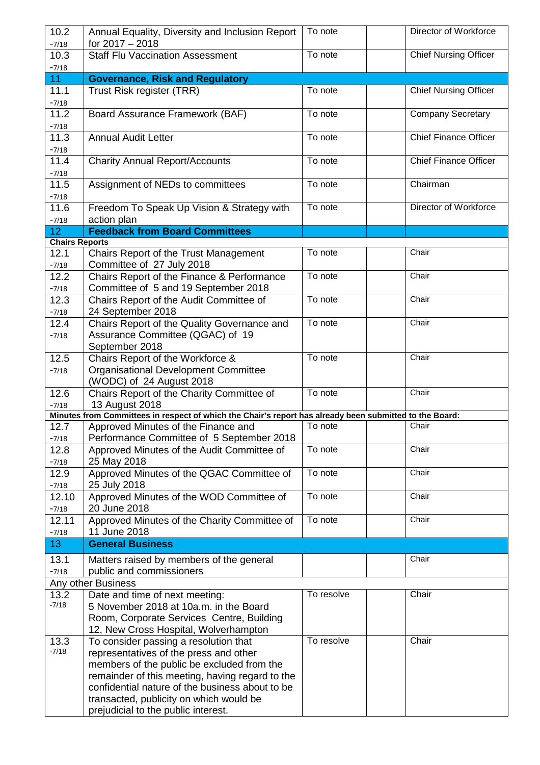| | | | | |
|---|---|---|---|---|
| 10.2 -7/18 | Annual Equality, Diversity and Inclusion Report for 2017 – 2018 | To note | | Director of Workforce |
| 10.3 -7/18 | Staff Flu Vaccination Assessment | To note | | Chief Nursing Officer |
| **11** | **Governance, Risk and Regulatory** | | | |
| 11.1 -7/18 | Trust Risk register (TRR) | To note | | Chief Nursing Officer |
| 11.2 -7/18 | Board Assurance Framework (BAF) | To note | | Company Secretary |
| 11.3 -7/18 | Annual Audit Letter | To note | | Chief Finance Officer |
| 11.4 -7/18 | Charity Annual Report/Accounts | To note | | Chief Finance Officer |
| 11.5 -7/18 | Assignment of NEDs to committees | To note | | Chairman |
| 11.6 -7/18 | Freedom To Speak Up Vision & Strategy with action plan | To note | | Director of Workforce |
| **12** | **Feedback from Board Committees** | | | |
| **Chairs Reports** | | | | |
| 12.1 -7/18 | Chairs Report of the Trust Management Committee of 27 July 2018 | To note | | Chair |
| 12.2 -7/18 | Chairs Report of the Finance & Performance Committee of 5 and 19 September 2018 | To note | | Chair |
| 12.3 -7/18 | Chairs Report of the Audit Committee of 24 September 2018 | To note | | Chair |
| 12.4 -7/18 | Chairs Report of the Quality Governance and Assurance Committee (QGAC) of 19 September 2018 | To note | | Chair |
| 12.5 -7/18 | Chairs Report of the Workforce & Organisational Development Committee (WODC) of 24 August 2018 | To note | | Chair |
| 12.6 -7/18 | Chairs Report of the Charity Committee of 13 August 2018 | To note | | Chair |
| **Minutes from Committees in respect of which the Chair's report has already been submitted to the Board:** | | | | |
| 12.7 -7/18 | Approved Minutes of the Finance and Performance Committee of 5 September 2018 | To note | | Chair |
| 12.8 -7/18 | Approved Minutes of the Audit Committee of 25 May 2018 | To note | | Chair |
| 12.9 -7/18 | Approved Minutes of the QGAC Committee of 25 July 2018 | To note | | Chair |
| 12.10 -7/18 | Approved Minutes of the WOD Committee of 20 June 2018 | To note | | Chair |
| 12.11 -7/18 | Approved Minutes of the Charity Committee of 11 June 2018 | To note | | Chair |
| **13** | **General Business** | | | |
| 13.1 -7/18 | Matters raised by members of the general public and commissioners | | | Chair |
| Any other Business | | | | |
| 13.2 -7/18 | Date and time of next meeting: 5 November 2018 at 10a.m. in the Board Room, Corporate Services Centre, Building 12, New Cross Hospital, Wolverhampton | To resolve | | Chair |
| 13.3 -7/18 | To consider passing a resolution that representatives of the press and other members of the public be excluded from the remainder of this meeting, having regard to the confidential nature of the business about to be transacted, publicity on which would be prejudicial to the public interest. | To resolve | | Chair |